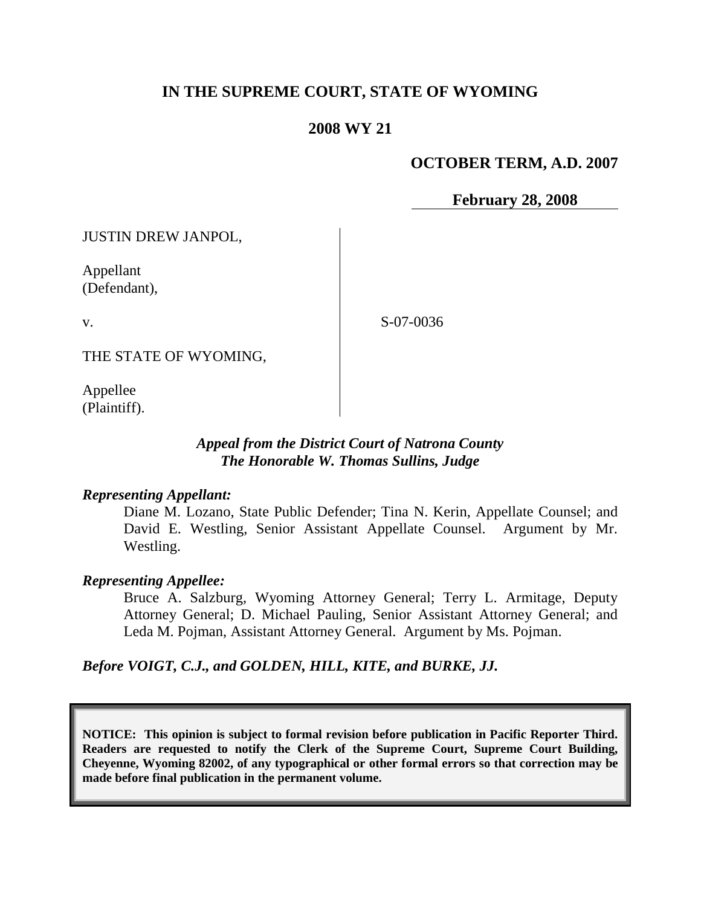**IN THE SUPREME COURT, STATE OF WYOMING**

**2008 WY 21**

**OCTOBER TERM, A.D. 2007**

**February 28, 2008**

JUSTIN DREW JANPOL,

Appellant
(Defendant),

v.

S-07-0036

THE STATE OF WYOMING,

Appellee
(Plaintiff).

***Appeal from the District Court of Natrona County***
***The Honorable W. Thomas Sullins, Judge***

***Representing Appellant:***

Diane M. Lozano, State Public Defender; Tina N. Kerin, Appellate Counsel; and David E. Westling, Senior Assistant Appellate Counsel. Argument by Mr. Westling.

***Representing Appellee:***

Bruce A. Salzburg, Wyoming Attorney General; Terry L. Armitage, Deputy Attorney General; D. Michael Pauling, Senior Assistant Attorney General; and Leda M. Pojman, Assistant Attorney General. Argument by Ms. Pojman.

***Before VOIGT, C.J., and GOLDEN, HILL, KITE, and BURKE, JJ.***

**NOTICE: This opinion is subject to formal revision before publication in Pacific Reporter Third. Readers are requested to notify the Clerk of the Supreme Court, Supreme Court Building, Cheyenne, Wyoming 82002, of any typographical or other formal errors so that correction may be made before final publication in the permanent volume.**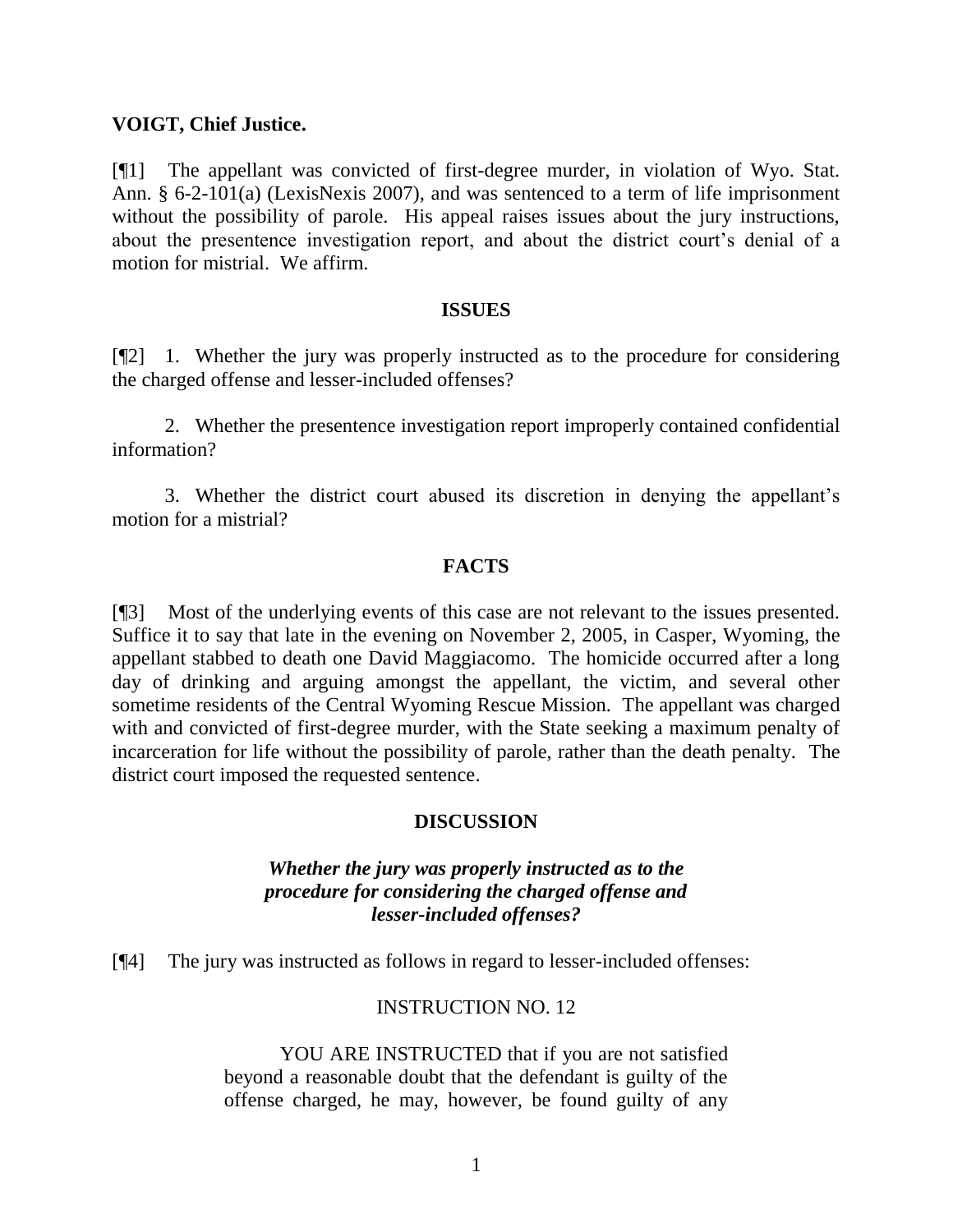**VOIGT, Chief Justice.**

[¶1] The appellant was convicted of first-degree murder, in violation of Wyo. Stat. Ann. § 6-2-101(a) (LexisNexis 2007), and was sentenced to a term of life imprisonment without the possibility of parole. His appeal raises issues about the jury instructions, about the presentence investigation report, and about the district court's denial of a motion for mistrial. We affirm.

## ISSUES

[¶2] 1. Whether the jury was properly instructed as to the procedure for considering the charged offense and lesser-included offenses?

2. Whether the presentence investigation report improperly contained confidential information?

3. Whether the district court abused its discretion in denying the appellant's motion for a mistrial?

## FACTS

[¶3] Most of the underlying events of this case are not relevant to the issues presented. Suffice it to say that late in the evening on November 2, 2005, in Casper, Wyoming, the appellant stabbed to death one David Maggiacomo. The homicide occurred after a long day of drinking and arguing amongst the appellant, the victim, and several other sometime residents of the Central Wyoming Rescue Mission. The appellant was charged with and convicted of first-degree murder, with the State seeking a maximum penalty of incarceration for life without the possibility of parole, rather than the death penalty. The district court imposed the requested sentence.

## DISCUSSION

### *Whether the jury was properly instructed as to the procedure for considering the charged offense and lesser-included offenses?*

[¶4] The jury was instructed as follows in regard to lesser-included offenses:

> INSTRUCTION NO. 12
>
> YOU ARE INSTRUCTED that if you are not satisfied beyond a reasonable doubt that the defendant is guilty of the offense charged, he may, however, be found guilty of any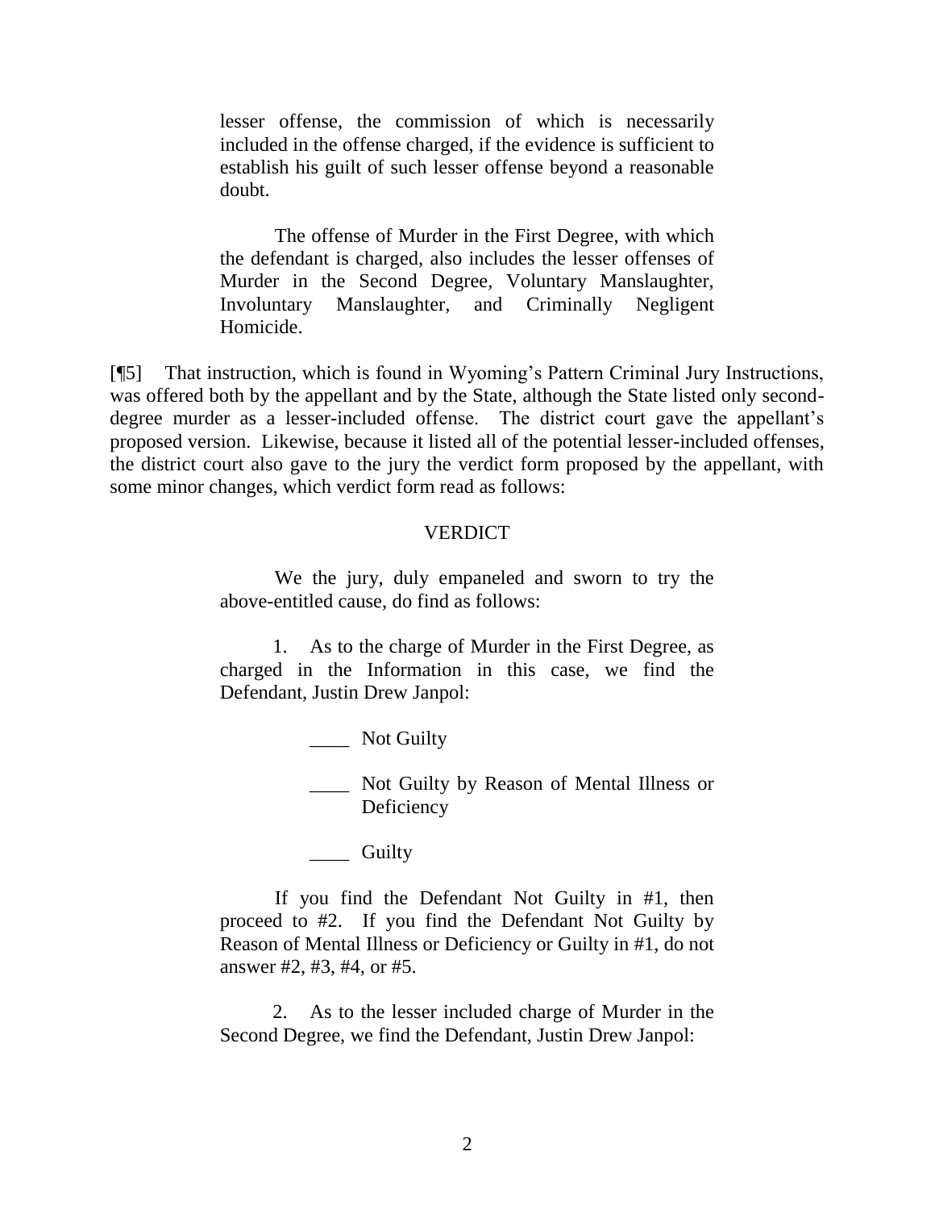> lesser offense, the commission of which is necessarily included in the offense charged, if the evidence is sufficient to establish his guilt of such lesser offense beyond a reasonable doubt.
>
> The offense of Murder in the First Degree, with which the defendant is charged, also includes the lesser offenses of Murder in the Second Degree, Voluntary Manslaughter, Involuntary Manslaughter, and Criminally Negligent Homicide.

[¶5] That instruction, which is found in Wyoming's Pattern Criminal Jury Instructions, was offered both by the appellant and by the State, although the State listed only second-degree murder as a lesser-included offense. The district court gave the appellant's proposed version. Likewise, because it listed all of the potential lesser-included offenses, the district court also gave to the jury the verdict form proposed by the appellant, with some minor changes, which verdict form read as follows:

> VERDICT
>
> We the jury, duly empaneled and sworn to try the above-entitled cause, do find as follows:
>
> 1. As to the charge of Murder in the First Degree, as charged in the Information in this case, we find the Defendant, Justin Drew Janpol:
>
> ____ Not Guilty
>
> ____ Not Guilty by Reason of Mental Illness or Deficiency
>
> ____ Guilty
>
> If you find the Defendant Not Guilty in #1, then proceed to #2. If you find the Defendant Not Guilty by Reason of Mental Illness or Deficiency or Guilty in #1, do not answer #2, #3, #4, or #5.
>
> 2. As to the lesser included charge of Murder in the Second Degree, we find the Defendant, Justin Drew Janpol: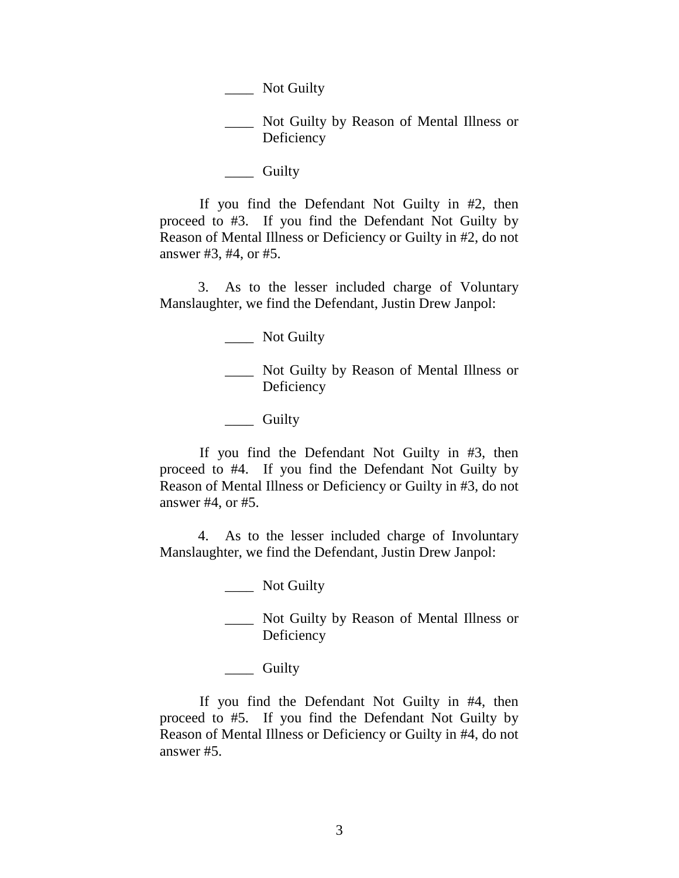____ Not Guilty

____ Not Guilty by Reason of Mental Illness or Deficiency

____ Guilty

If you find the Defendant Not Guilty in #2, then proceed to #3. If you find the Defendant Not Guilty by Reason of Mental Illness or Deficiency or Guilty in #2, do not answer #3, #4, or #5.

3. As to the lesser included charge of Voluntary Manslaughter, we find the Defendant, Justin Drew Janpol:

____ Not Guilty

____ Not Guilty by Reason of Mental Illness or Deficiency

____ Guilty

If you find the Defendant Not Guilty in #3, then proceed to #4. If you find the Defendant Not Guilty by Reason of Mental Illness or Deficiency or Guilty in #3, do not answer #4, or #5.

4. As to the lesser included charge of Involuntary Manslaughter, we find the Defendant, Justin Drew Janpol:

____ Not Guilty

____ Not Guilty by Reason of Mental Illness or Deficiency

____ Guilty

If you find the Defendant Not Guilty in #4, then proceed to #5. If you find the Defendant Not Guilty by Reason of Mental Illness or Deficiency or Guilty in #4, do not answer #5.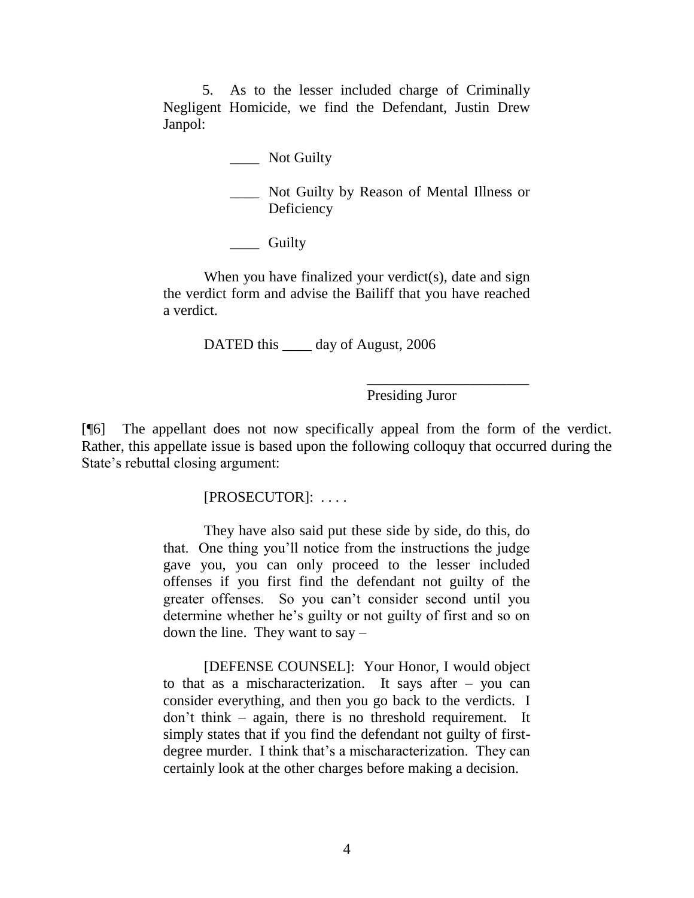5. As to the lesser included charge of Criminally Negligent Homicide, we find the Defendant, Justin Drew Janpol:

____ Not Guilty

____ Not Guilty by Reason of Mental Illness or Deficiency

____ Guilty

When you have finalized your verdict(s), date and sign the verdict form and advise the Bailiff that you have reached a verdict.

DATED this ____ day of August, 2006

______________________
Presiding Juror

[¶6] The appellant does not now specifically appeal from the form of the verdict. Rather, this appellate issue is based upon the following colloquy that occurred during the State's rebuttal closing argument:

> [PROSECUTOR]: . . . .
>
> They have also said put these side by side, do this, do that. One thing you'll notice from the instructions the judge gave you, you can only proceed to the lesser included offenses if you first find the defendant not guilty of the greater offenses. So you can't consider second until you determine whether he's guilty or not guilty of first and so on down the line. They want to say –
>
> [DEFENSE COUNSEL]: Your Honor, I would object to that as a mischaracterization. It says after – you can consider everything, and then you go back to the verdicts. I don't think – again, there is no threshold requirement. It simply states that if you find the defendant not guilty of first-degree murder. I think that's a mischaracterization. They can certainly look at the other charges before making a decision.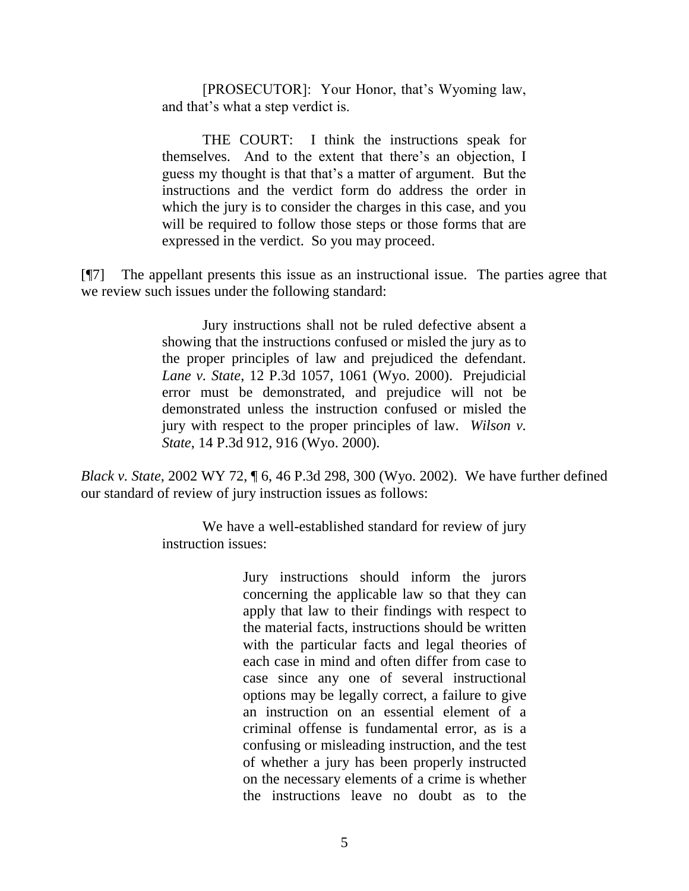> [PROSECUTOR]: Your Honor, that's Wyoming law, and that's what a step verdict is.
>
> THE COURT: I think the instructions speak for themselves. And to the extent that there's an objection, I guess my thought is that that's a matter of argument. But the instructions and the verdict form do address the order in which the jury is to consider the charges in this case, and you will be required to follow those steps or those forms that are expressed in the verdict. So you may proceed.

[¶7] The appellant presents this issue as an instructional issue. The parties agree that we review such issues under the following standard:

> Jury instructions shall not be ruled defective absent a showing that the instructions confused or misled the jury as to the proper principles of law and prejudiced the defendant. *Lane v. State*, 12 P.3d 1057, 1061 (Wyo. 2000). Prejudicial error must be demonstrated, and prejudice will not be demonstrated unless the instruction confused or misled the jury with respect to the proper principles of law. *Wilson v. State*, 14 P.3d 912, 916 (Wyo. 2000).

*Black v. State*, 2002 WY 72, ¶ 6, 46 P.3d 298, 300 (Wyo. 2002). We have further defined our standard of review of jury instruction issues as follows:

> We have a well-established standard for review of jury instruction issues:
>
>> Jury instructions should inform the jurors concerning the applicable law so that they can apply that law to their findings with respect to the material facts, instructions should be written with the particular facts and legal theories of each case in mind and often differ from case to case since any one of several instructional options may be legally correct, a failure to give an instruction on an essential element of a criminal offense is fundamental error, as is a confusing or misleading instruction, and the test of whether a jury has been properly instructed on the necessary elements of a crime is whether the instructions leave no doubt as to the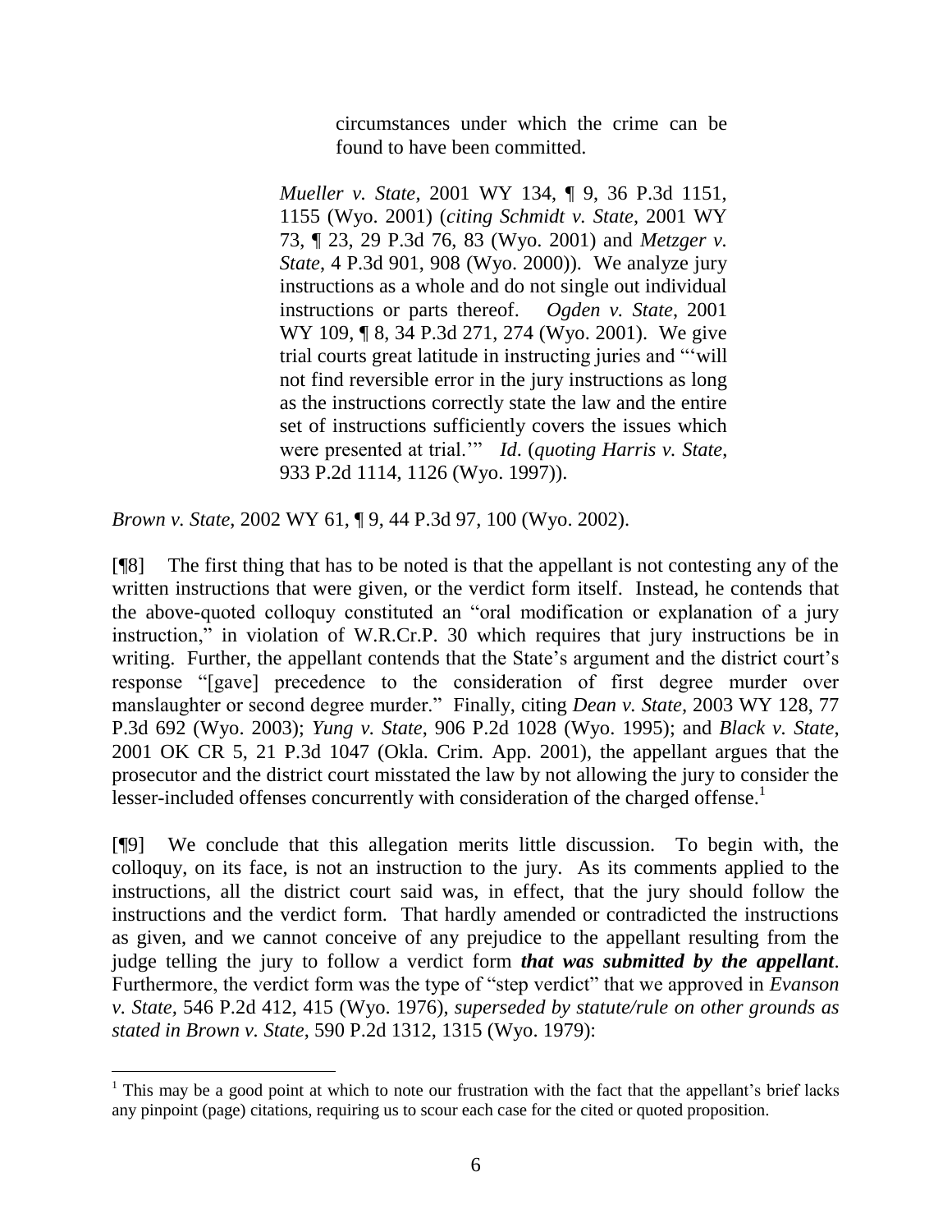> circumstances under which the crime can be found to have been committed.
>
> *Mueller v. State*, 2001 WY 134, ¶ 9, 36 P.3d 1151, 1155 (Wyo. 2001) (*citing Schmidt v. State*, 2001 WY 73, ¶ 23, 29 P.3d 76, 83 (Wyo. 2001) and *Metzger v. State*, 4 P.3d 901, 908 (Wyo. 2000)). We analyze jury instructions as a whole and do not single out individual instructions or parts thereof. *Ogden v. State*, 2001 WY 109, ¶ 8, 34 P.3d 271, 274 (Wyo. 2001). We give trial courts great latitude in instructing juries and "'will not find reversible error in the jury instructions as long as the instructions correctly state the law and the entire set of instructions sufficiently covers the issues which were presented at trial.'" *Id*. (*quoting Harris v. State*, 933 P.2d 1114, 1126 (Wyo. 1997)).

*Brown v. State*, 2002 WY 61, ¶ 9, 44 P.3d 97, 100 (Wyo. 2002).

[¶8] The first thing that has to be noted is that the appellant is not contesting any of the written instructions that were given, or the verdict form itself. Instead, he contends that the above-quoted colloquy constituted an "oral modification or explanation of a jury instruction," in violation of W.R.Cr.P. 30 which requires that jury instructions be in writing. Further, the appellant contends that the State's argument and the district court's response "[gave] precedence to the consideration of first degree murder over manslaughter or second degree murder." Finally, citing *Dean v. State*, 2003 WY 128, 77 P.3d 692 (Wyo. 2003); *Yung v. State*, 906 P.2d 1028 (Wyo. 1995); and *Black v. State*, 2001 OK CR 5, 21 P.3d 1047 (Okla. Crim. App. 2001), the appellant argues that the prosecutor and the district court misstated the law by not allowing the jury to consider the lesser-included offenses concurrently with consideration of the charged offense.[1]

[¶9] We conclude that this allegation merits little discussion. To begin with, the colloquy, on its face, is not an instruction to the jury. As its comments applied to the instructions, all the district court said was, in effect, that the jury should follow the instructions and the verdict form. That hardly amended or contradicted the instructions as given, and we cannot conceive of any prejudice to the appellant resulting from the judge telling the jury to follow a verdict form ***that was submitted by the appellant***. Furthermore, the verdict form was the type of "step verdict" that we approved in *Evanson v. State*, 546 P.2d 412, 415 (Wyo. 1976), *superseded by statute/rule on other grounds as stated in Brown v. State*, 590 P.2d 1312, 1315 (Wyo. 1979):

---

[1] This may be a good point at which to note our frustration with the fact that the appellant's brief lacks any pinpoint (page) citations, requiring us to scour each case for the cited or quoted proposition.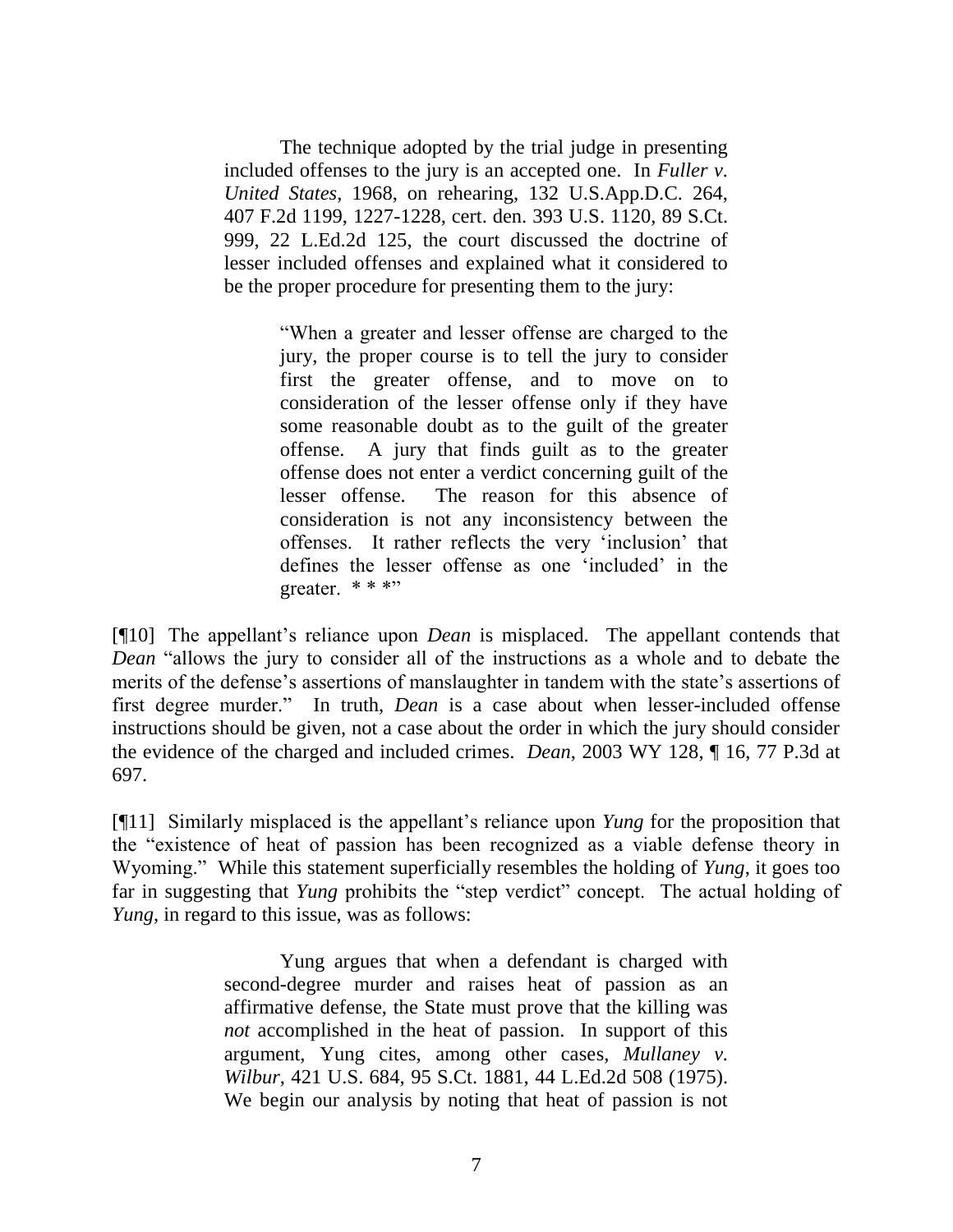> The technique adopted by the trial judge in presenting included offenses to the jury is an accepted one. In *Fuller v. United States*, 1968, on rehearing, 132 U.S.App.D.C. 264, 407 F.2d 1199, 1227-1228, cert. den. 393 U.S. 1120, 89 S.Ct. 999, 22 L.Ed.2d 125, the court discussed the doctrine of lesser included offenses and explained what it considered to be the proper procedure for presenting them to the jury:
>
>> "When a greater and lesser offense are charged to the jury, the proper course is to tell the jury to consider first the greater offense, and to move on to consideration of the lesser offense only if they have some reasonable doubt as to the guilt of the greater offense. A jury that finds guilt as to the greater offense does not enter a verdict concerning guilt of the lesser offense. The reason for this absence of consideration is not any inconsistency between the offenses. It rather reflects the very 'inclusion' that defines the lesser offense as one 'included' in the greater. * * *"

[¶10] The appellant's reliance upon *Dean* is misplaced. The appellant contends that *Dean* "allows the jury to consider all of the instructions as a whole and to debate the merits of the defense's assertions of manslaughter in tandem with the state's assertions of first degree murder." In truth, *Dean* is a case about when lesser-included offense instructions should be given, not a case about the order in which the jury should consider the evidence of the charged and included crimes. *Dean*, 2003 WY 128, ¶ 16, 77 P.3d at 697.

[¶11] Similarly misplaced is the appellant's reliance upon *Yung* for the proposition that the "existence of heat of passion has been recognized as a viable defense theory in Wyoming." While this statement superficially resembles the holding of *Yung*, it goes too far in suggesting that *Yung* prohibits the "step verdict" concept. The actual holding of *Yung*, in regard to this issue, was as follows:

> Yung argues that when a defendant is charged with second-degree murder and raises heat of passion as an affirmative defense, the State must prove that the killing was *not* accomplished in the heat of passion. In support of this argument, Yung cites, among other cases, *Mullaney v. Wilbur*, 421 U.S. 684, 95 S.Ct. 1881, 44 L.Ed.2d 508 (1975). We begin our analysis by noting that heat of passion is not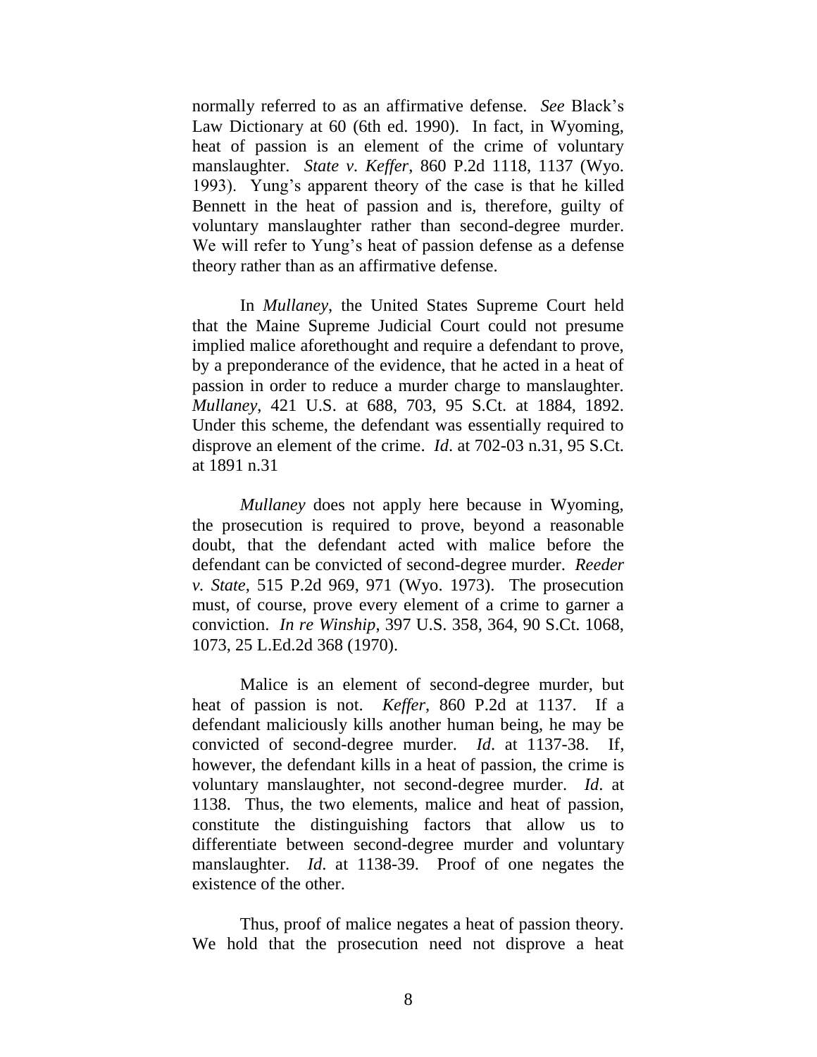normally referred to as an affirmative defense. *See* Black's Law Dictionary at 60 (6th ed. 1990). In fact, in Wyoming, heat of passion is an element of the crime of voluntary manslaughter. *State v. Keffer*, 860 P.2d 1118, 1137 (Wyo. 1993). Yung's apparent theory of the case is that he killed Bennett in the heat of passion and is, therefore, guilty of voluntary manslaughter rather than second-degree murder. We will refer to Yung's heat of passion defense as a defense theory rather than as an affirmative defense.

In *Mullaney*, the United States Supreme Court held that the Maine Supreme Judicial Court could not presume implied malice aforethought and require a defendant to prove, by a preponderance of the evidence, that he acted in a heat of passion in order to reduce a murder charge to manslaughter. *Mullaney*, 421 U.S. at 688, 703, 95 S.Ct. at 1884, 1892. Under this scheme, the defendant was essentially required to disprove an element of the crime. *Id*. at 702-03 n.31, 95 S.Ct. at 1891 n.31

*Mullaney* does not apply here because in Wyoming, the prosecution is required to prove, beyond a reasonable doubt, that the defendant acted with malice before the defendant can be convicted of second-degree murder. *Reeder v. State*, 515 P.2d 969, 971 (Wyo. 1973). The prosecution must, of course, prove every element of a crime to garner a conviction. *In re Winship*, 397 U.S. 358, 364, 90 S.Ct. 1068, 1073, 25 L.Ed.2d 368 (1970).

Malice is an element of second-degree murder, but heat of passion is not. *Keffer*, 860 P.2d at 1137. If a defendant maliciously kills another human being, he may be convicted of second-degree murder. *Id*. at 1137-38. If, however, the defendant kills in a heat of passion, the crime is voluntary manslaughter, not second-degree murder. *Id*. at 1138. Thus, the two elements, malice and heat of passion, constitute the distinguishing factors that allow us to differentiate between second-degree murder and voluntary manslaughter. *Id*. at 1138-39. Proof of one negates the existence of the other.

Thus, proof of malice negates a heat of passion theory. We hold that the prosecution need not disprove a heat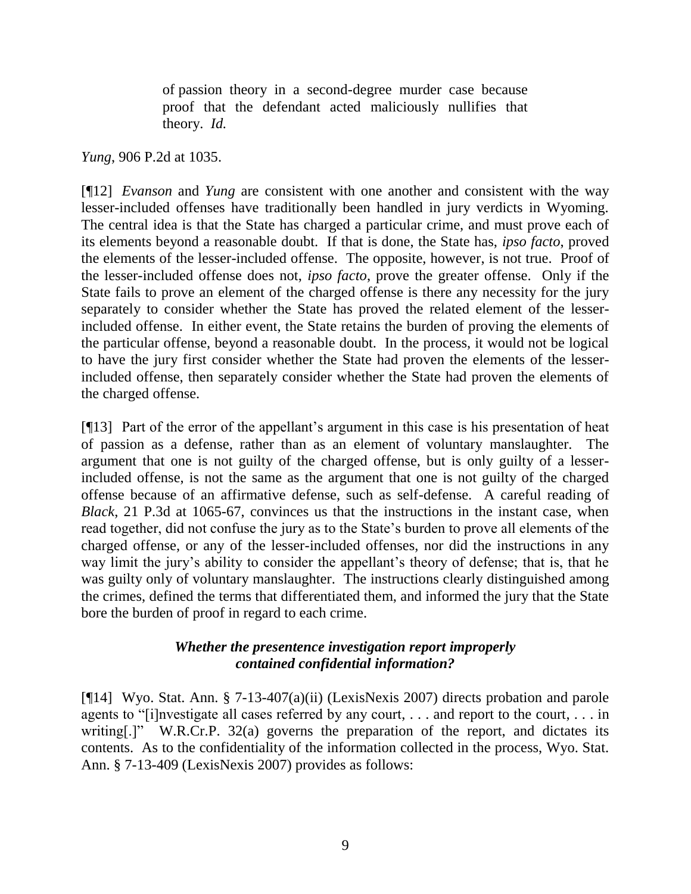> of passion theory in a second-degree murder case because proof that the defendant acted maliciously nullifies that theory. *Id.*

*Yung*, 906 P.2d at 1035.

[¶12] *Evanson* and *Yung* are consistent with one another and consistent with the way lesser-included offenses have traditionally been handled in jury verdicts in Wyoming. The central idea is that the State has charged a particular crime, and must prove each of its elements beyond a reasonable doubt. If that is done, the State has, *ipso facto*, proved the elements of the lesser-included offense. The opposite, however, is not true. Proof of the lesser-included offense does not, *ipso facto*, prove the greater offense. Only if the State fails to prove an element of the charged offense is there any necessity for the jury separately to consider whether the State has proved the related element of the lesser-included offense. In either event, the State retains the burden of proving the elements of the particular offense, beyond a reasonable doubt. In the process, it would not be logical to have the jury first consider whether the State had proven the elements of the lesser-included offense, then separately consider whether the State had proven the elements of the charged offense.

[¶13] Part of the error of the appellant's argument in this case is his presentation of heat of passion as a defense, rather than as an element of voluntary manslaughter. The argument that one is not guilty of the charged offense, but is only guilty of a lesser-included offense, is not the same as the argument that one is not guilty of the charged offense because of an affirmative defense, such as self-defense. A careful reading of *Black*, 21 P.3d at 1065-67, convinces us that the instructions in the instant case, when read together, did not confuse the jury as to the State's burden to prove all elements of the charged offense, or any of the lesser-included offenses, nor did the instructions in any way limit the jury's ability to consider the appellant's theory of defense; that is, that he was guilty only of voluntary manslaughter. The instructions clearly distinguished among the crimes, defined the terms that differentiated them, and informed the jury that the State bore the burden of proof in regard to each crime.

### *Whether the presentence investigation report improperly contained confidential information?*

[¶14] Wyo. Stat. Ann. § 7-13-407(a)(ii) (LexisNexis 2007) directs probation and parole agents to "[i]nvestigate all cases referred by any court, . . . and report to the court, . . . in writing[.]" W.R.Cr.P. 32(a) governs the preparation of the report, and dictates its contents. As to the confidentiality of the information collected in the process, Wyo. Stat. Ann. § 7-13-409 (LexisNexis 2007) provides as follows: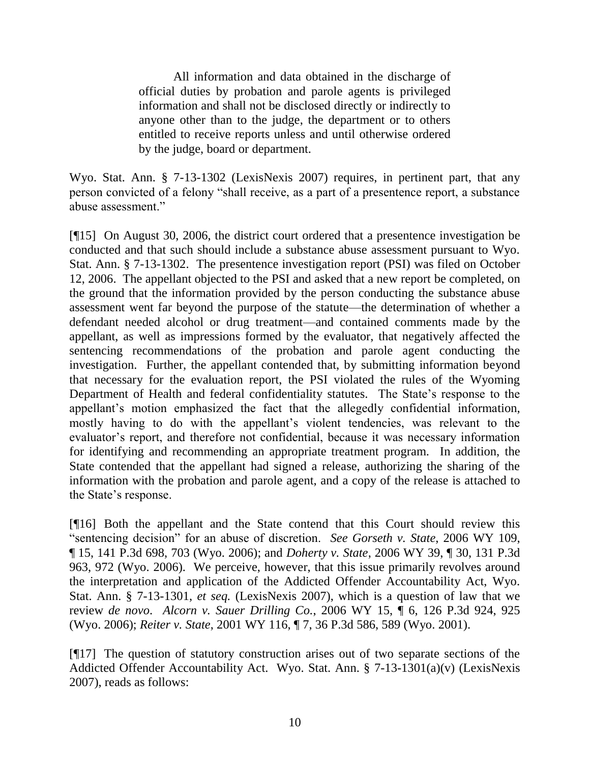> All information and data obtained in the discharge of official duties by probation and parole agents is privileged information and shall not be disclosed directly or indirectly to anyone other than to the judge, the department or to others entitled to receive reports unless and until otherwise ordered by the judge, board or department.

Wyo. Stat. Ann. § 7-13-1302 (LexisNexis 2007) requires, in pertinent part, that any person convicted of a felony "shall receive, as a part of a presentence report, a substance abuse assessment."

[¶15] On August 30, 2006, the district court ordered that a presentence investigation be conducted and that such should include a substance abuse assessment pursuant to Wyo. Stat. Ann. § 7-13-1302. The presentence investigation report (PSI) was filed on October 12, 2006. The appellant objected to the PSI and asked that a new report be completed, on the ground that the information provided by the person conducting the substance abuse assessment went far beyond the purpose of the statute—the determination of whether a defendant needed alcohol or drug treatment—and contained comments made by the appellant, as well as impressions formed by the evaluator, that negatively affected the sentencing recommendations of the probation and parole agent conducting the investigation. Further, the appellant contended that, by submitting information beyond that necessary for the evaluation report, the PSI violated the rules of the Wyoming Department of Health and federal confidentiality statutes. The State's response to the appellant's motion emphasized the fact that the allegedly confidential information, mostly having to do with the appellant's violent tendencies, was relevant to the evaluator's report, and therefore not confidential, because it was necessary information for identifying and recommending an appropriate treatment program. In addition, the State contended that the appellant had signed a release, authorizing the sharing of the information with the probation and parole agent, and a copy of the release is attached to the State's response.

[¶16] Both the appellant and the State contend that this Court should review this "sentencing decision" for an abuse of discretion. *See Gorseth v. State*, 2006 WY 109, ¶ 15, 141 P.3d 698, 703 (Wyo. 2006); and *Doherty v. State*, 2006 WY 39, ¶ 30, 131 P.3d 963, 972 (Wyo. 2006). We perceive, however, that this issue primarily revolves around the interpretation and application of the Addicted Offender Accountability Act, Wyo. Stat. Ann. § 7-13-1301, *et seq.* (LexisNexis 2007), which is a question of law that we review *de novo*. *Alcorn v. Sauer Drilling Co.*, 2006 WY 15, ¶ 6, 126 P.3d 924, 925 (Wyo. 2006); *Reiter v. State*, 2001 WY 116, ¶ 7, 36 P.3d 586, 589 (Wyo. 2001).

[¶17] The question of statutory construction arises out of two separate sections of the Addicted Offender Accountability Act. Wyo. Stat. Ann. § 7-13-1301(a)(v) (LexisNexis 2007), reads as follows: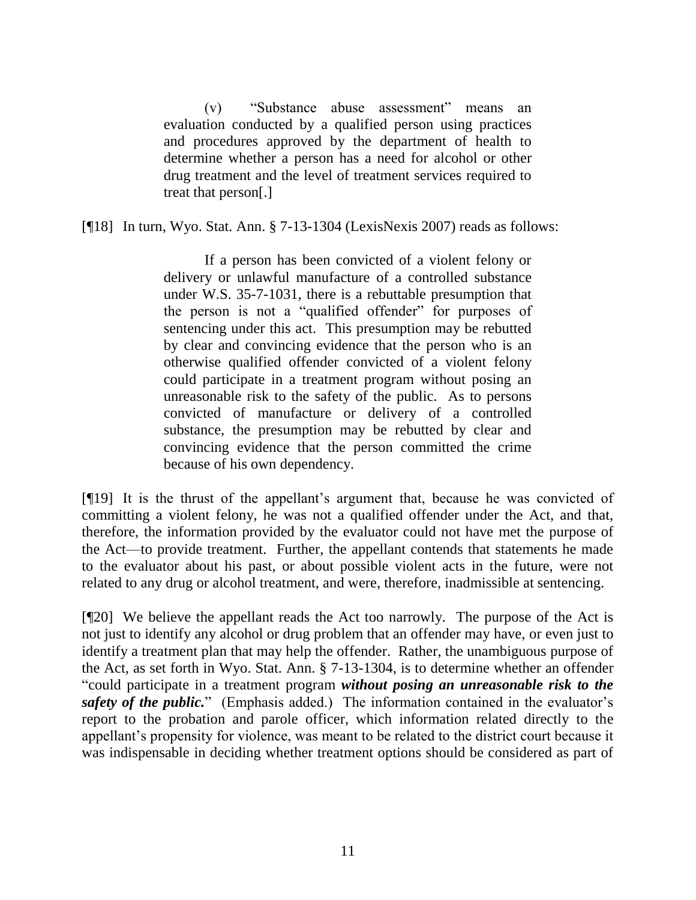> (v) "Substance abuse assessment" means an evaluation conducted by a qualified person using practices and procedures approved by the department of health to determine whether a person has a need for alcohol or other drug treatment and the level of treatment services required to treat that person[.]

[¶18] In turn, Wyo. Stat. Ann. § 7-13-1304 (LexisNexis 2007) reads as follows:

> If a person has been convicted of a violent felony or delivery or unlawful manufacture of a controlled substance under W.S. 35-7-1031, there is a rebuttable presumption that the person is not a "qualified offender" for purposes of sentencing under this act. This presumption may be rebutted by clear and convincing evidence that the person who is an otherwise qualified offender convicted of a violent felony could participate in a treatment program without posing an unreasonable risk to the safety of the public. As to persons convicted of manufacture or delivery of a controlled substance, the presumption may be rebutted by clear and convincing evidence that the person committed the crime because of his own dependency.

[¶19] It is the thrust of the appellant's argument that, because he was convicted of committing a violent felony, he was not a qualified offender under the Act, and that, therefore, the information provided by the evaluator could not have met the purpose of the Act—to provide treatment. Further, the appellant contends that statements he made to the evaluator about his past, or about possible violent acts in the future, were not related to any drug or alcohol treatment, and were, therefore, inadmissible at sentencing.

[¶20] We believe the appellant reads the Act too narrowly. The purpose of the Act is not just to identify any alcohol or drug problem that an offender may have, or even just to identify a treatment plan that may help the offender. Rather, the unambiguous purpose of the Act, as set forth in Wyo. Stat. Ann. § 7-13-1304, is to determine whether an offender "could participate in a treatment program ***without posing an unreasonable risk to the safety of the public.***" (Emphasis added.) The information contained in the evaluator's report to the probation and parole officer, which information related directly to the appellant's propensity for violence, was meant to be related to the district court because it was indispensable in deciding whether treatment options should be considered as part of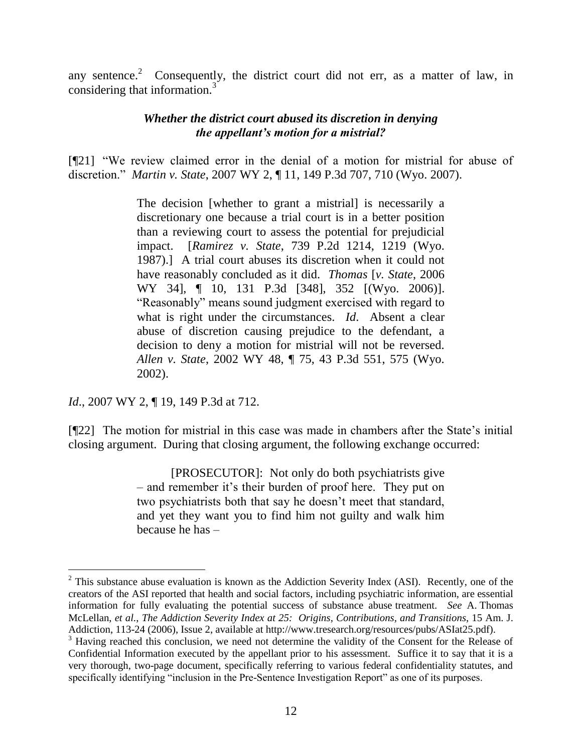any sentence.[2] Consequently, the district court did not err, as a matter of law, in considering that information.[3]

### *Whether the district court abused its discretion in denying the appellant's motion for a mistrial?*

[¶21] "We review claimed error in the denial of a motion for mistrial for abuse of discretion." *Martin v. State*, 2007 WY 2, ¶ 11, 149 P.3d 707, 710 (Wyo. 2007).

> The decision [whether to grant a mistrial] is necessarily a discretionary one because a trial court is in a better position than a reviewing court to assess the potential for prejudicial impact. [*Ramirez v. State*, 739 P.2d 1214, 1219 (Wyo. 1987).] A trial court abuses its discretion when it could not have reasonably concluded as it did. *Thomas* [*v. State*, 2006 WY 34], ¶ 10, 131 P.3d [348], 352 [(Wyo. 2006)]. "Reasonably" means sound judgment exercised with regard to what is right under the circumstances. *Id*. Absent a clear abuse of discretion causing prejudice to the defendant, a decision to deny a motion for mistrial will not be reversed. *Allen v. State*, 2002 WY 48, ¶ 75, 43 P.3d 551, 575 (Wyo. 2002).

*Id*., 2007 WY 2, ¶ 19, 149 P.3d at 712.

[¶22] The motion for mistrial in this case was made in chambers after the State's initial closing argument. During that closing argument, the following exchange occurred:

> [PROSECUTOR]: Not only do both psychiatrists give – and remember it's their burden of proof here. They put on two psychiatrists both that say he doesn't meet that standard, and yet they want you to find him not guilty and walk him because he has –

---

[2] This substance abuse evaluation is known as the Addiction Severity Index (ASI). Recently, one of the creators of the ASI reported that health and social factors, including psychiatric information, are essential information for fully evaluating the potential success of substance abuse treatment. *See* A. Thomas McLellan, *et al*., *The Addiction Severity Index at 25: Origins, Contributions, and Transitions*, 15 Am. J. Addiction, 113-24 (2006), Issue 2, available at http://www.tresearch.org/resources/pubs/ASIat25.pdf).

[3] Having reached this conclusion, we need not determine the validity of the Consent for the Release of Confidential Information executed by the appellant prior to his assessment. Suffice it to say that it is a very thorough, two-page document, specifically referring to various federal confidentiality statutes, and specifically identifying "inclusion in the Pre-Sentence Investigation Report" as one of its purposes.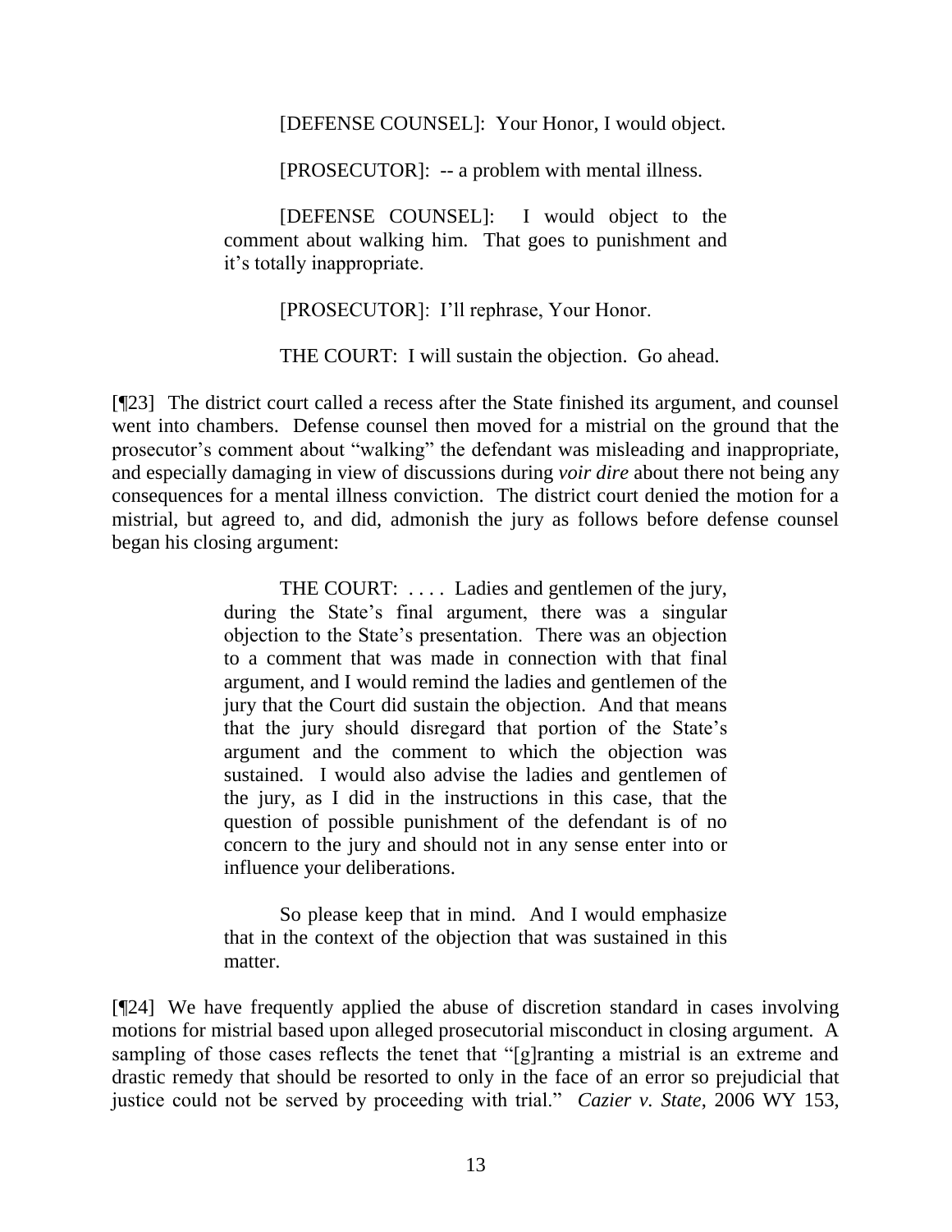> [DEFENSE COUNSEL]: Your Honor, I would object.
>
> [PROSECUTOR]: -- a problem with mental illness.
>
> [DEFENSE COUNSEL]: I would object to the comment about walking him. That goes to punishment and it's totally inappropriate.
>
> [PROSECUTOR]: I'll rephrase, Your Honor.
>
> THE COURT: I will sustain the objection. Go ahead.

[¶23] The district court called a recess after the State finished its argument, and counsel went into chambers. Defense counsel then moved for a mistrial on the ground that the prosecutor's comment about "walking" the defendant was misleading and inappropriate, and especially damaging in view of discussions during *voir dire* about there not being any consequences for a mental illness conviction. The district court denied the motion for a mistrial, but agreed to, and did, admonish the jury as follows before defense counsel began his closing argument:

> THE COURT: . . . . Ladies and gentlemen of the jury, during the State's final argument, there was a singular objection to the State's presentation. There was an objection to a comment that was made in connection with that final argument, and I would remind the ladies and gentlemen of the jury that the Court did sustain the objection. And that means that the jury should disregard that portion of the State's argument and the comment to which the objection was sustained. I would also advise the ladies and gentlemen of the jury, as I did in the instructions in this case, that the question of possible punishment of the defendant is of no concern to the jury and should not in any sense enter into or influence your deliberations.
>
> So please keep that in mind. And I would emphasize that in the context of the objection that was sustained in this matter.

[¶24] We have frequently applied the abuse of discretion standard in cases involving motions for mistrial based upon alleged prosecutorial misconduct in closing argument. A sampling of those cases reflects the tenet that "[g]ranting a mistrial is an extreme and drastic remedy that should be resorted to only in the face of an error so prejudicial that justice could not be served by proceeding with trial." *Cazier v. State*, 2006 WY 153,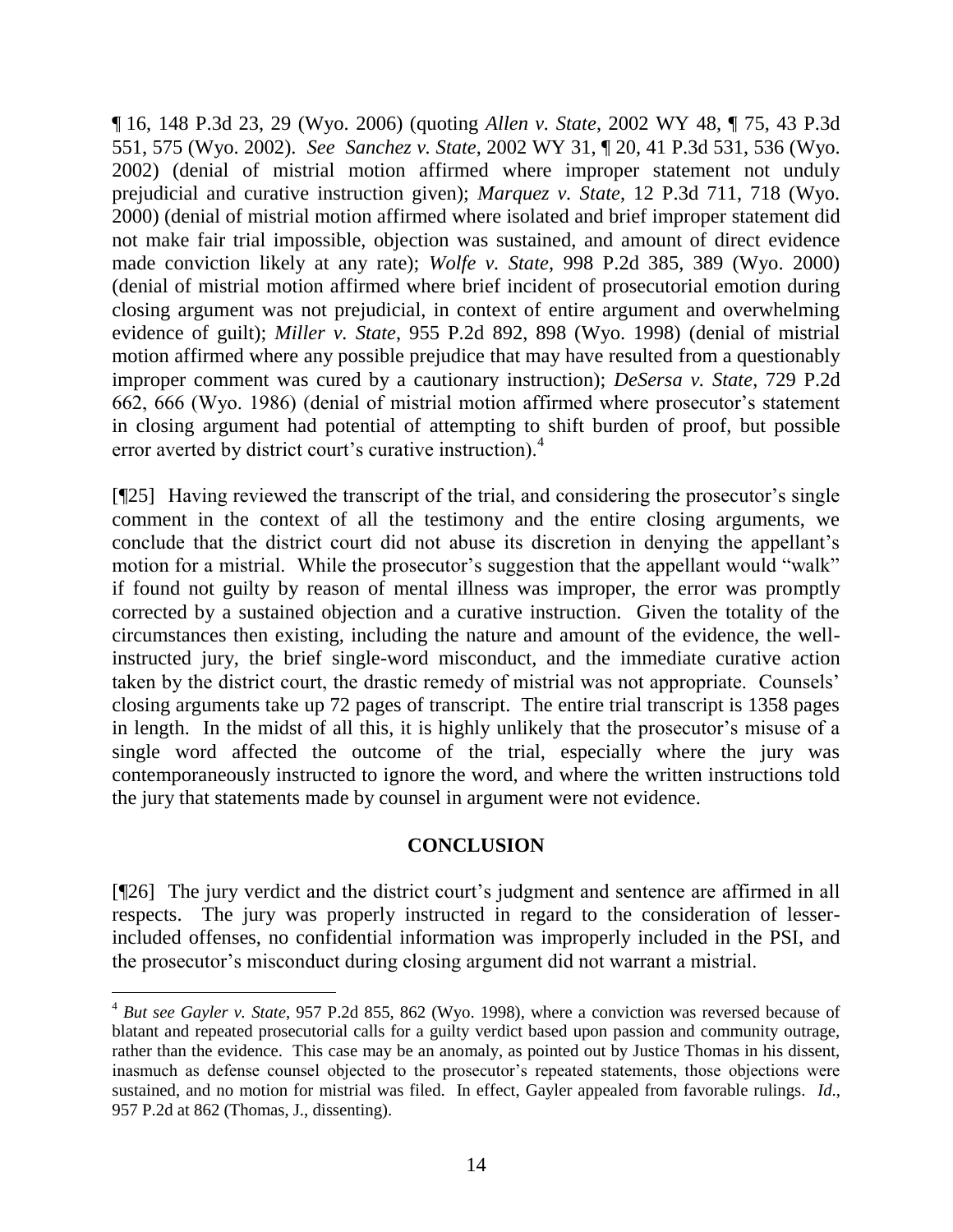¶ 16, 148 P.3d 23, 29 (Wyo. 2006) (quoting *Allen v. State*, 2002 WY 48, ¶ 75, 43 P.3d 551, 575 (Wyo. 2002). *See Sanchez v. State*, 2002 WY 31, ¶ 20, 41 P.3d 531, 536 (Wyo. 2002) (denial of mistrial motion affirmed where improper statement not unduly prejudicial and curative instruction given); *Marquez v. State*, 12 P.3d 711, 718 (Wyo. 2000) (denial of mistrial motion affirmed where isolated and brief improper statement did not make fair trial impossible, objection was sustained, and amount of direct evidence made conviction likely at any rate); *Wolfe v. State*, 998 P.2d 385, 389 (Wyo. 2000) (denial of mistrial motion affirmed where brief incident of prosecutorial emotion during closing argument was not prejudicial, in context of entire argument and overwhelming evidence of guilt); *Miller v. State*, 955 P.2d 892, 898 (Wyo. 1998) (denial of mistrial motion affirmed where any possible prejudice that may have resulted from a questionably improper comment was cured by a cautionary instruction); *DeSersa v. State*, 729 P.2d 662, 666 (Wyo. 1986) (denial of mistrial motion affirmed where prosecutor's statement in closing argument had potential of attempting to shift burden of proof, but possible error averted by district court's curative instruction).[4]

[¶25] Having reviewed the transcript of the trial, and considering the prosecutor's single comment in the context of all the testimony and the entire closing arguments, we conclude that the district court did not abuse its discretion in denying the appellant's motion for a mistrial. While the prosecutor's suggestion that the appellant would "walk" if found not guilty by reason of mental illness was improper, the error was promptly corrected by a sustained objection and a curative instruction. Given the totality of the circumstances then existing, including the nature and amount of the evidence, the well-instructed jury, the brief single-word misconduct, and the immediate curative action taken by the district court, the drastic remedy of mistrial was not appropriate. Counsels' closing arguments take up 72 pages of transcript. The entire trial transcript is 1358 pages in length. In the midst of all this, it is highly unlikely that the prosecutor's misuse of a single word affected the outcome of the trial, especially where the jury was contemporaneously instructed to ignore the word, and where the written instructions told the jury that statements made by counsel in argument were not evidence.

## CONCLUSION

[¶26] The jury verdict and the district court's judgment and sentence are affirmed in all respects. The jury was properly instructed in regard to the consideration of lesser-included offenses, no confidential information was improperly included in the PSI, and the prosecutor's misconduct during closing argument did not warrant a mistrial.

---

[4] *But see Gayler v. State*, 957 P.2d 855, 862 (Wyo. 1998), where a conviction was reversed because of blatant and repeated prosecutorial calls for a guilty verdict based upon passion and community outrage, rather than the evidence. This case may be an anomaly, as pointed out by Justice Thomas in his dissent, inasmuch as defense counsel objected to the prosecutor's repeated statements, those objections were sustained, and no motion for mistrial was filed. In effect, Gayler appealed from favorable rulings. *Id*., 957 P.2d at 862 (Thomas, J., dissenting).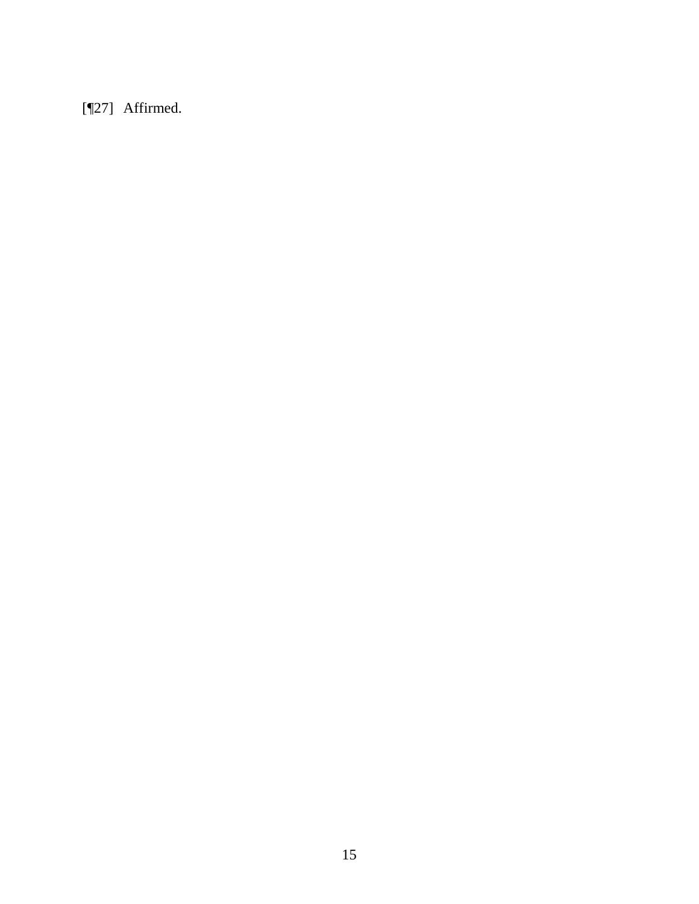[¶27] Affirmed.